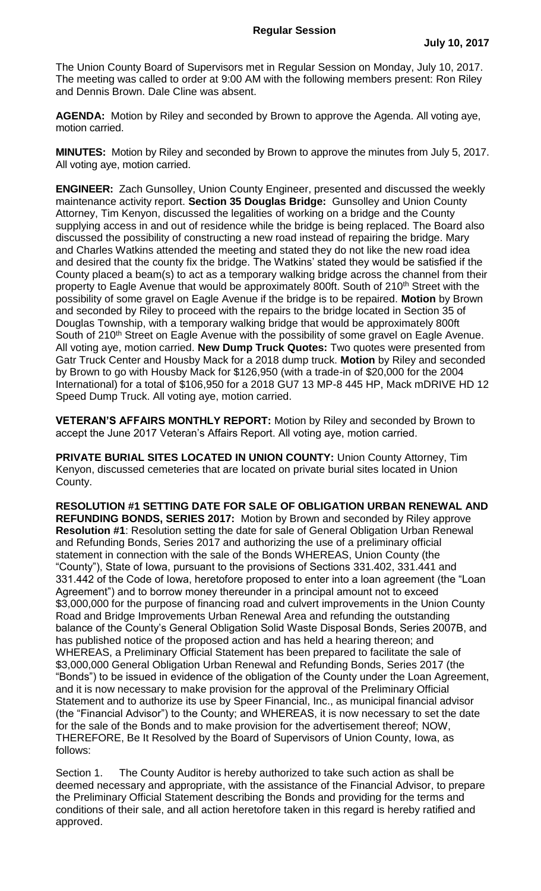# Regular Session

**July 10, 2017**

The Union County Board of Supervisors met in Regular Session on Monday, July 10, 2017. The meeting was called to order at 9:00 AM with the following members present: Ron Riley and Dennis Brown. Dale Cline was absent.

**AGENDA:** Motion by Riley and seconded by Brown to approve the Agenda. All voting aye, motion carried.

**MINUTES:** Motion by Riley and seconded by Brown to approve the minutes from July 5, 2017. All voting aye, motion carried.

**ENGINEER:** Zach Gunsolley, Union County Engineer, presented and discussed the weekly maintenance activity report. **Section 35 Douglas Bridge:** Gunsolley and Union County Attorney, Tim Kenyon, discussed the legalities of working on a bridge and the County supplying access in and out of residence while the bridge is being replaced. The Board also discussed the possibility of constructing a new road instead of repairing the bridge. Mary and Charles Watkins attended the meeting and stated they do not like the new road idea and desired that the county fix the bridge. The Watkins' stated they would be satisfied if the County placed a beam(s) to act as a temporary walking bridge across the channel from their property to Eagle Avenue that would be approximately 800ft. South of 210th Street with the possibility of some gravel on Eagle Avenue if the bridge is to be repaired. **Motion** by Brown and seconded by Riley to proceed with the repairs to the bridge located in Section 35 of Douglas Township, with a temporary walking bridge that would be approximately 800ft South of 210th Street on Eagle Avenue with the possibility of some gravel on Eagle Avenue. All voting aye, motion carried. **New Dump Truck Quotes:** Two quotes were presented from Gatr Truck Center and Housby Mack for a 2018 dump truck. **Motion** by Riley and seconded by Brown to go with Housby Mack for $126,950 (with a trade-in of $20,000 for the 2004 International) for a total of $106,950 for a 2018 GU7 13 MP-8 445 HP, Mack mDRIVE HD 12 Speed Dump Truck. All voting aye, motion carried.

**VETERAN'S AFFAIRS MONTHLY REPORT:** Motion by Riley and seconded by Brown to accept the June 2017 Veteran's Affairs Report. All voting aye, motion carried.

**PRIVATE BURIAL SITES LOCATED IN UNION COUNTY:** Union County Attorney, Tim Kenyon, discussed cemeteries that are located on private burial sites located in Union County.

**RESOLUTION #1 SETTING DATE FOR SALE OF OBLIGATION URBAN RENEWAL AND REFUNDING BONDS, SERIES 2017:** Motion by Brown and seconded by Riley approve **Resolution #1**: Resolution setting the date for sale of General Obligation Urban Renewal and Refunding Bonds, Series 2017 and authorizing the use of a preliminary official statement in connection with the sale of the Bonds WHEREAS, Union County (the "County"), State of Iowa, pursuant to the provisions of Sections 331.402, 331.441 and 331.442 of the Code of Iowa, heretofore proposed to enter into a loan agreement (the "Loan Agreement") and to borrow money thereunder in a principal amount not to exceed $3,000,000 for the purpose of financing road and culvert improvements in the Union County Road and Bridge Improvements Urban Renewal Area and refunding the outstanding balance of the County's General Obligation Solid Waste Disposal Bonds, Series 2007B, and has published notice of the proposed action and has held a hearing thereon; and WHEREAS, a Preliminary Official Statement has been prepared to facilitate the sale of $3,000,000 General Obligation Urban Renewal and Refunding Bonds, Series 2017 (the "Bonds") to be issued in evidence of the obligation of the County under the Loan Agreement, and it is now necessary to make provision for the approval of the Preliminary Official Statement and to authorize its use by Speer Financial, Inc., as municipal financial advisor (the "Financial Advisor") to the County; and WHEREAS, it is now necessary to set the date for the sale of the Bonds and to make provision for the advertisement thereof; NOW, THEREFORE, Be It Resolved by the Board of Supervisors of Union County, Iowa, as follows:

Section 1. The County Auditor is hereby authorized to take such action as shall be deemed necessary and appropriate, with the assistance of the Financial Advisor, to prepare the Preliminary Official Statement describing the Bonds and providing for the terms and conditions of their sale, and all action heretofore taken in this regard is hereby ratified and approved.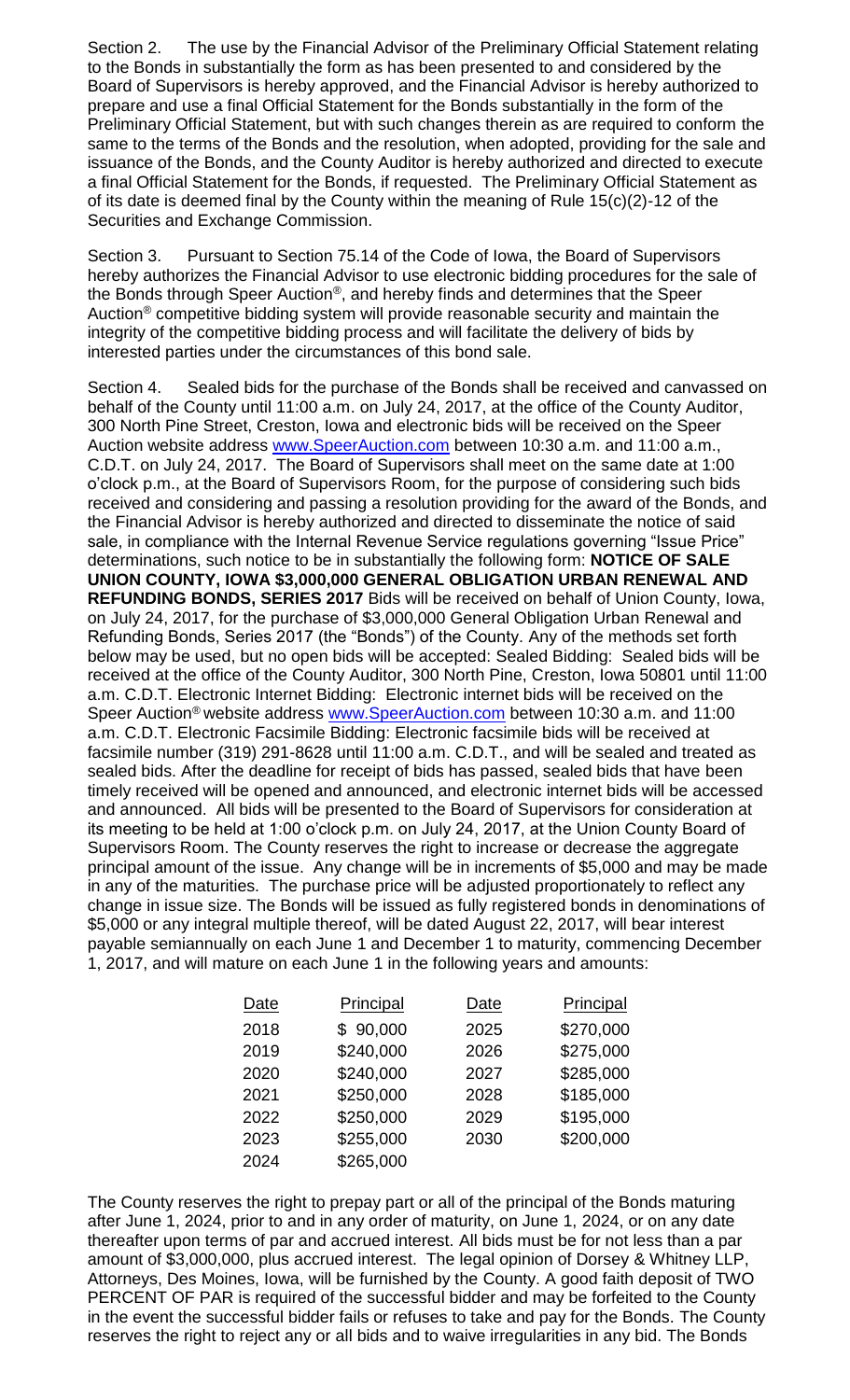Section 2. The use by the Financial Advisor of the Preliminary Official Statement relating to the Bonds in substantially the form as has been presented to and considered by the Board of Supervisors is hereby approved, and the Financial Advisor is hereby authorized to prepare and use a final Official Statement for the Bonds substantially in the form of the Preliminary Official Statement, but with such changes therein as are required to conform the same to the terms of the Bonds and the resolution, when adopted, providing for the sale and issuance of the Bonds, and the County Auditor is hereby authorized and directed to execute a final Official Statement for the Bonds, if requested. The Preliminary Official Statement as of its date is deemed final by the County within the meaning of Rule 15(c)(2)-12 of the Securities and Exchange Commission.

Section 3. Pursuant to Section 75.14 of the Code of Iowa, the Board of Supervisors hereby authorizes the Financial Advisor to use electronic bidding procedures for the sale of the Bonds through Speer Auction®, and hereby finds and determines that the Speer Auction® competitive bidding system will provide reasonable security and maintain the integrity of the competitive bidding process and will facilitate the delivery of bids by interested parties under the circumstances of this bond sale.

Section 4. Sealed bids for the purchase of the Bonds shall be received and canvassed on behalf of the County until 11:00 a.m. on July 24, 2017, at the office of the County Auditor, 300 North Pine Street, Creston, Iowa and electronic bids will be received on the Speer Auction website address www.SpeerAuction.com between 10:30 a.m. and 11:00 a.m., C.D.T. on July 24, 2017. The Board of Supervisors shall meet on the same date at 1:00 o'clock p.m., at the Board of Supervisors Room, for the purpose of considering such bids received and considering and passing a resolution providing for the award of the Bonds, and the Financial Advisor is hereby authorized and directed to disseminate the notice of said sale, in compliance with the Internal Revenue Service regulations governing "Issue Price" determinations, such notice to be in substantially the following form: **NOTICE OF SALE UNION COUNTY, IOWA $3,000,000 GENERAL OBLIGATION URBAN RENEWAL AND REFUNDING BONDS, SERIES 2017** Bids will be received on behalf of Union County, Iowa, on July 24, 2017, for the purchase of $3,000,000 General Obligation Urban Renewal and Refunding Bonds, Series 2017 (the "Bonds") of the County. Any of the methods set forth below may be used, but no open bids will be accepted: Sealed Bidding: Sealed bids will be received at the office of the County Auditor, 300 North Pine, Creston, Iowa 50801 until 11:00 a.m. C.D.T. Electronic Internet Bidding: Electronic internet bids will be received on the Speer Auction® website address www.SpeerAuction.com between 10:30 a.m. and 11:00 a.m. C.D.T. Electronic Facsimile Bidding: Electronic facsimile bids will be received at facsimile number (319) 291-8628 until 11:00 a.m. C.D.T., and will be sealed and treated as sealed bids. After the deadline for receipt of bids has passed, sealed bids that have been timely received will be opened and announced, and electronic internet bids will be accessed and announced. All bids will be presented to the Board of Supervisors for consideration at its meeting to be held at 1:00 o'clock p.m. on July 24, 2017, at the Union County Board of Supervisors Room. The County reserves the right to increase or decrease the aggregate principal amount of the issue. Any change will be in increments of $5,000 and may be made in any of the maturities. The purchase price will be adjusted proportionately to reflect any change in issue size. The Bonds will be issued as fully registered bonds in denominations of $5,000 or any integral multiple thereof, will be dated August 22, 2017, will bear interest payable semiannually on each June 1 and December 1 to maturity, commencing December 1, 2017, and will mature on each June 1 in the following years and amounts:

| Date | Principal | Date | Principal |
|---|---|---|---|
| 2018 | $ 90,000 | 2025 | $270,000 |
| 2019 | $240,000 | 2026 | $275,000 |
| 2020 | $240,000 | 2027 | $285,000 |
| 2021 | $250,000 | 2028 | $185,000 |
| 2022 | $250,000 | 2029 | $195,000 |
| 2023 | $255,000 | 2030 | $200,000 |
| 2024 | $265,000 | | |

The County reserves the right to prepay part or all of the principal of the Bonds maturing after June 1, 2024, prior to and in any order of maturity, on June 1, 2024, or on any date thereafter upon terms of par and accrued interest. All bids must be for not less than a par amount of $3,000,000, plus accrued interest. The legal opinion of Dorsey & Whitney LLP, Attorneys, Des Moines, Iowa, will be furnished by the County. A good faith deposit of TWO PERCENT OF PAR is required of the successful bidder and may be forfeited to the County in the event the successful bidder fails or refuses to take and pay for the Bonds. The County reserves the right to reject any or all bids and to waive irregularities in any bid. The Bonds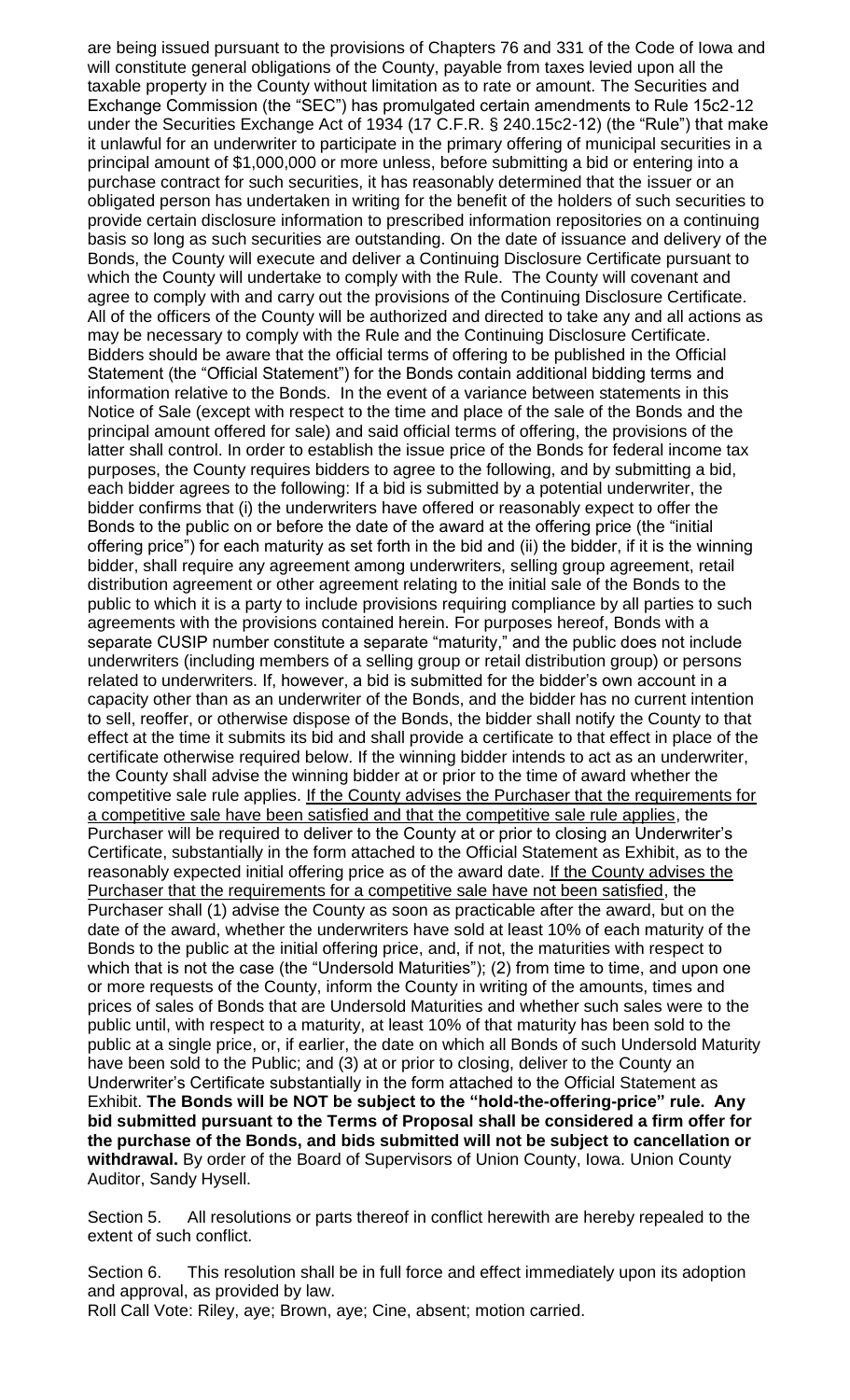are being issued pursuant to the provisions of Chapters 76 and 331 of the Code of Iowa and will constitute general obligations of the County, payable from taxes levied upon all the taxable property in the County without limitation as to rate or amount. The Securities and Exchange Commission (the "SEC") has promulgated certain amendments to Rule 15c2-12 under the Securities Exchange Act of 1934 (17 C.F.R. § 240.15c2-12) (the "Rule") that make it unlawful for an underwriter to participate in the primary offering of municipal securities in a principal amount of $1,000,000 or more unless, before submitting a bid or entering into a purchase contract for such securities, it has reasonably determined that the issuer or an obligated person has undertaken in writing for the benefit of the holders of such securities to provide certain disclosure information to prescribed information repositories on a continuing basis so long as such securities are outstanding. On the date of issuance and delivery of the Bonds, the County will execute and deliver a Continuing Disclosure Certificate pursuant to which the County will undertake to comply with the Rule. The County will covenant and agree to comply with and carry out the provisions of the Continuing Disclosure Certificate. All of the officers of the County will be authorized and directed to take any and all actions as may be necessary to comply with the Rule and the Continuing Disclosure Certificate. Bidders should be aware that the official terms of offering to be published in the Official Statement (the "Official Statement") for the Bonds contain additional bidding terms and information relative to the Bonds. In the event of a variance between statements in this Notice of Sale (except with respect to the time and place of the sale of the Bonds and the principal amount offered for sale) and said official terms of offering, the provisions of the latter shall control. In order to establish the issue price of the Bonds for federal income tax purposes, the County requires bidders to agree to the following, and by submitting a bid, each bidder agrees to the following: If a bid is submitted by a potential underwriter, the bidder confirms that (i) the underwriters have offered or reasonably expect to offer the Bonds to the public on or before the date of the award at the offering price (the "initial offering price") for each maturity as set forth in the bid and (ii) the bidder, if it is the winning bidder, shall require any agreement among underwriters, selling group agreement, retail distribution agreement or other agreement relating to the initial sale of the Bonds to the public to which it is a party to include provisions requiring compliance by all parties to such agreements with the provisions contained herein. For purposes hereof, Bonds with a separate CUSIP number constitute a separate "maturity," and the public does not include underwriters (including members of a selling group or retail distribution group) or persons related to underwriters. If, however, a bid is submitted for the bidder's own account in a capacity other than as an underwriter of the Bonds, and the bidder has no current intention to sell, reoffer, or otherwise dispose of the Bonds, the bidder shall notify the County to that effect at the time it submits its bid and shall provide a certificate to that effect in place of the certificate otherwise required below. If the winning bidder intends to act as an underwriter, the County shall advise the winning bidder at or prior to the time of award whether the competitive sale rule applies. <u>If the County advises the Purchaser that the requirements for a competitive sale have been satisfied and that the competitive sale rule applies</u>, the Purchaser will be required to deliver to the County at or prior to closing an Underwriter's Certificate, substantially in the form attached to the Official Statement as Exhibit, as to the reasonably expected initial offering price as of the award date. <u>If the County advises the Purchaser that the requirements for a competitive sale have not been satisfied</u>, the Purchaser shall (1) advise the County as soon as practicable after the award, but on the date of the award, whether the underwriters have sold at least 10% of each maturity of the Bonds to the public at the initial offering price, and, if not, the maturities with respect to which that is not the case (the "Undersold Maturities"); (2) from time to time, and upon one or more requests of the County, inform the County in writing of the amounts, times and prices of sales of Bonds that are Undersold Maturities and whether such sales were to the public until, with respect to a maturity, at least 10% of that maturity has been sold to the public at a single price, or, if earlier, the date on which all Bonds of such Undersold Maturity have been sold to the Public; and (3) at or prior to closing, deliver to the County an Underwriter's Certificate substantially in the form attached to the Official Statement as Exhibit. **The Bonds will be NOT be subject to the "hold-the-offering-price" rule. Any bid submitted pursuant to the Terms of Proposal shall be considered a firm offer for the purchase of the Bonds, and bids submitted will not be subject to cancellation or withdrawal.** By order of the Board of Supervisors of Union County, Iowa. Union County Auditor, Sandy Hysell.

Section 5. All resolutions or parts thereof in conflict herewith are hereby repealed to the extent of such conflict.

Section 6. This resolution shall be in full force and effect immediately upon its adoption and approval, as provided by law.
Roll Call Vote: Riley, aye; Brown, aye; Cine, absent; motion carried.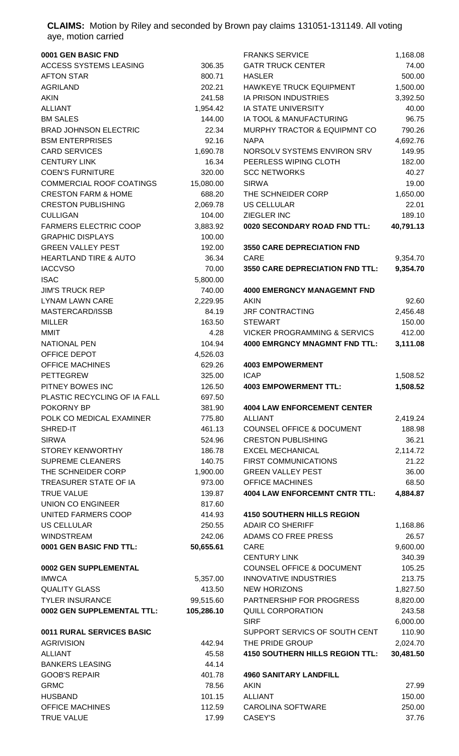**CLAIMS:** Motion by Riley and seconded by Brown pay claims 131051-131149. All voting aye, motion carried

| **0001 GEN BASIC FND** | |
|---|---|
| ACCESS SYSTEMS LEASING | 306.35 |
| AFTON STAR | 800.71 |
| AGRILAND | 202.21 |
| AKIN | 241.58 |
| ALLIANT | 1,954.42 |
| BM SALES | 144.00 |
| BRAD JOHNSON ELECTRIC | 22.34 |
| BSM ENTERPRISES | 92.16 |
| CARD SERVICES | 1,690.78 |
| CENTURY LINK | 16.34 |
| COEN'S FURNITURE | 320.00 |
| COMMERCIAL ROOF COATINGS | 15,080.00 |
| CRESTON FARM & HOME | 688.20 |
| CRESTON PUBLISHING | 2,069.78 |
| CULLIGAN | 104.00 |
| FARMERS ELECTRIC COOP | 3,883.92 |
| GRAPHIC DISPLAYS | 100.00 |
| GREEN VALLEY PEST | 192.00 |
| HEARTLAND TIRE & AUTO | 36.34 |
| IACCVSO | 70.00 |
| ISAC | 5,800.00 |
| JIM'S TRUCK REP | 740.00 |
| LYNAM LAWN CARE | 2,229.95 |
| MASTERCARD/ISSB | 84.19 |
| MILLER | 163.50 |
| MMIT | 4.28 |
| NATIONAL PEN | 104.94 |
| OFFICE DEPOT | 4,526.03 |
| OFFICE MACHINES | 629.26 |
| PETTEGREW | 325.00 |
| PITNEY BOWES INC | 126.50 |
| PLASTIC RECYCLING OF IA FALL | 697.50 |
| POKORNY BP | 381.90 |
| POLK CO MEDICAL EXAMINER | 775.80 |
| SHRED-IT | 461.13 |
| SIRWA | 524.96 |
| STOREY KENWORTHY | 186.78 |
| SUPREME CLEANERS | 140.75 |
| THE SCHNEIDER CORP | 1,900.00 |
| TREASURER STATE OF IA | 973.00 |
| TRUE VALUE | 139.87 |
| UNION CO ENGINEER | 817.60 |
| UNITED FARMERS COOP | 414.93 |
| US CELLULAR | 250.55 |
| WINDSTREAM | 242.06 |
| **0001 GEN BASIC FND TTL:** | **50,655.61** |

| **0002 GEN SUPPLEMENTAL** | |
|---|---|
| IMWCA | 5,357.00 |
| QUALITY GLASS | 413.50 |
| TYLER INSURANCE | 99,515.60 |
| **0002 GEN SUPPLEMENTAL TTL:** | **105,286.10** |

| **0011 RURAL SERVICES BASIC** | |
|---|---|
| AGRIVISION | 442.94 |
| ALLIANT | 45.58 |
| BANKERS LEASING | 44.14 |
| GOOB'S REPAIR | 401.78 |
| GRMC | 78.56 |
| HUSBAND | 101.15 |
| OFFICE MACHINES | 112.59 |
| TRUE VALUE | 17.99 |
| FRANKS SERVICE | 1,168.08 |
| GATR TRUCK CENTER | 74.00 |
| HASLER | 500.00 |
| HAWKEYE TRUCK EQUIPMENT | 1,500.00 |
| IA PRISON INDUSTRIES | 3,392.50 |
| IA STATE UNIVERSITY | 40.00 |
| IA TOOL & MANUFACTURING | 96.75 |
| MURPHY TRACTOR & EQUIPMNT CO | 790.26 |
| NAPA | 4,692.76 |
| NORSOLV SYSTEMS ENVIRON SRV | 149.95 |
| PEERLESS WIPING CLOTH | 182.00 |
| SCC NETWORKS | 40.27 |
| SIRWA | 19.00 |
| THE SCHNEIDER CORP | 1,650.00 |
| US CELLULAR | 22.01 |
| ZIEGLER INC | 189.10 |
| **0020 SECONDARY ROAD FND TTL:** | **40,791.13** |

| **3550 CARE DEPRECIATION FND** | |
|---|---|
| CARE | 9,354.70 |
| **3550 CARE DEPRECIATION FND TTL:** | **9,354.70** |

| **4000 EMERGNCY MANAGEMNT FND** | |
|---|---|
| AKIN | 92.60 |
| JRF CONTRACTING | 2,456.48 |
| STEWART | 150.00 |
| VICKER PROGRAMMING & SERVICS | 412.00 |
| **4000 EMRGNCY MNAGMNT FND TTL:** | **3,111.08** |

| **4003 EMPOWERMENT** | |
|---|---|
| ICAP | 1,508.52 |
| **4003 EMPOWERMENT TTL:** | **1,508.52** |

| **4004 LAW ENFORCEMENT CENTER** | |
|---|---|
| ALLIANT | 2,419.24 |
| COUNSEL OFFICE & DOCUMENT | 188.98 |
| CRESTON PUBLISHING | 36.21 |
| EXCEL MECHANICAL | 2,114.72 |
| FIRST COMMUNICATIONS | 21.22 |
| GREEN VALLEY PEST | 36.00 |
| OFFICE MACHINES | 68.50 |
| **4004 LAW ENFORCEMNT CNTR TTL:** | **4,884.87** |

| **4150 SOUTHERN HILLS REGION** | |
|---|---|
| ADAIR CO SHERIFF | 1,168.86 |
| ADAMS CO FREE PRESS | 26.57 |
| CARE | 9,600.00 |
| CENTURY LINK | 340.39 |
| COUNSEL OFFICE & DOCUMENT | 105.25 |
| INNOVATIVE INDUSTRIES | 213.75 |
| NEW HORIZONS | 1,827.50 |
| PARTNERSHIP FOR PROGRESS | 8,820.00 |
| QUILL CORPORATION | 243.58 |
| SIRF | 6,000.00 |
| SUPPORT SERVICS OF SOUTH CENT | 110.90 |
| THE PRIDE GROUP | 2,024.70 |
| **4150 SOUTHERN HILLS REGION TTL:** | **30,481.50** |

| **4960 SANITARY LANDFILL** | |
|---|---|
| AKIN | 27.99 |
| ALLIANT | 150.00 |
| CAROLINA SOFTWARE | 250.00 |
| CASEY'S | 37.76 |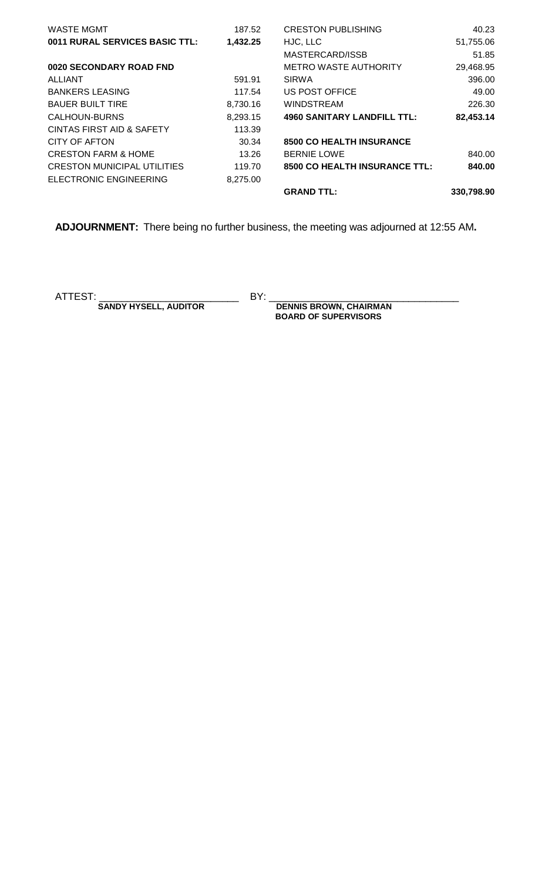| | | | |
|---|---|---|---|
| WASTE MGMT | 187.52 | CRESTON PUBLISHING | 40.23 |
| **0011 RURAL SERVICES BASIC TTL:** | **1,432.25** | HJC, LLC | 51,755.06 |
| | | MASTERCARD/ISSB | 51.85 |
| **0020 SECONDARY ROAD FND** | | METRO WASTE AUTHORITY | 29,468.95 |
| ALLIANT | 591.91 | SIRWA | 396.00 |
| BANKERS LEASING | 117.54 | US POST OFFICE | 49.00 |
| BAUER BUILT TIRE | 8,730.16 | WINDSTREAM | 226.30 |
| CALHOUN-BURNS | 8,293.15 | **4960 SANITARY LANDFILL TTL:** | **82,453.14** |
| CINTAS FIRST AID & SAFETY | 113.39 | | |
| CITY OF AFTON | 30.34 | **8500 CO HEALTH INSURANCE** | |
| CRESTON FARM & HOME | 13.26 | BERNIE LOWE | 840.00 |
| CRESTON MUNICIPAL UTILITIES | 119.70 | **8500 CO HEALTH INSURANCE TTL:** | **840.00** |
| ELECTRONIC ENGINEERING | 8,275.00 | | |
| | | **GRAND TTL:** | **330,798.90** |

**ADJOURNMENT:** There being no further business, the meeting was adjourned at 12:55 AM**.**

ATTEST: \_\_\_\_\_\_\_\_\_\_\_\_\_\_\_\_\_\_\_\_\_\_\_\_\_ BY: \_\_\_\_\_\_\_\_\_\_\_\_\_\_\_\_\_\_\_\_\_\_\_\_\_\_\_\_\_\_\_\_\_\_

**SANDY HYSELL, AUDITOR** **DENNIS BROWN, CHAIRMAN**
**BOARD OF SUPERVISORS**